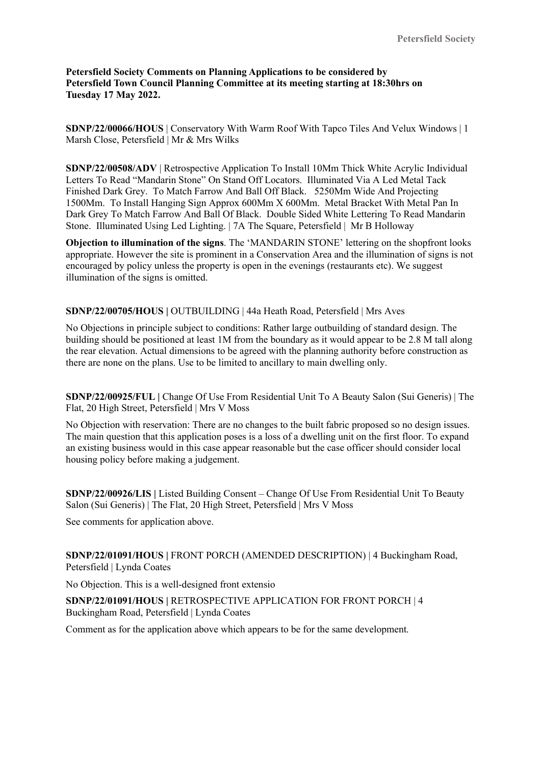**Petersfield Society Comments on Planning Applications to be considered by Petersfield Town Council Planning Committee at its meeting starting at 18:30hrs on Tuesday 17 May 2022.**

**SDNP/22/00066/HOUS** | Conservatory With Warm Roof With Tapco Tiles And Velux Windows | 1 Marsh Close, Petersfield | Mr & Mrs Wilks

**SDNP/22/00508/ADV** | Retrospective Application To Install 10Mm Thick White Acrylic Individual Letters To Read "Mandarin Stone" On Stand Off Locators. Illuminated Via A Led Metal Tack Finished Dark Grey. To Match Farrow And Ball Off Black. 5250Mm Wide And Projecting 1500Mm. To Install Hanging Sign Approx 600Mm X 600Mm. Metal Bracket With Metal Pan In Dark Grey To Match Farrow And Ball Of Black. Double Sided White Lettering To Read Mandarin Stone. Illuminated Using Led Lighting. | 7A The Square, Petersfield | Mr B Holloway

**Objection to illumination of the signs**. The 'MANDARIN STONE' lettering on the shopfront looks appropriate. However the site is prominent in a Conservation Area and the illumination of signs is not encouraged by policy unless the property is open in the evenings (restaurants etc). We suggest illumination of the signs is omitted.

**SDNP/22/00705/HOUS |** OUTBUILDING | 44a Heath Road, Petersfield | Mrs Aves

No Objections in principle subject to conditions: Rather large outbuilding of standard design. The building should be positioned at least 1M from the boundary as it would appear to be 2.8 M tall along the rear elevation. Actual dimensions to be agreed with the planning authority before construction as there are none on the plans. Use to be limited to ancillary to main dwelling only.

**SDNP/22/00925/FUL |** Change Of Use From Residential Unit To A Beauty Salon (Sui Generis) | The Flat, 20 High Street, Petersfield | Mrs V Moss

No Objection with reservation: There are no changes to the built fabric proposed so no design issues. The main question that this application poses is a loss of a dwelling unit on the first floor. To expand an existing business would in this case appear reasonable but the case officer should consider local housing policy before making a judgement.

**SDNP/22/00926/LIS |** Listed Building Consent – Change Of Use From Residential Unit To Beauty Salon (Sui Generis) | The Flat, 20 High Street, Petersfield | Mrs V Moss

See comments for application above.

**SDNP/22/01091/HOUS |** FRONT PORCH (AMENDED DESCRIPTION) | 4 Buckingham Road, Petersfield | Lynda Coates

No Objection. This is a well-designed front extensio

**SDNP/22/01091/HOUS |** RETROSPECTIVE APPLICATION FOR FRONT PORCH | 4 Buckingham Road, Petersfield | Lynda Coates

Comment as for the application above which appears to be for the same development.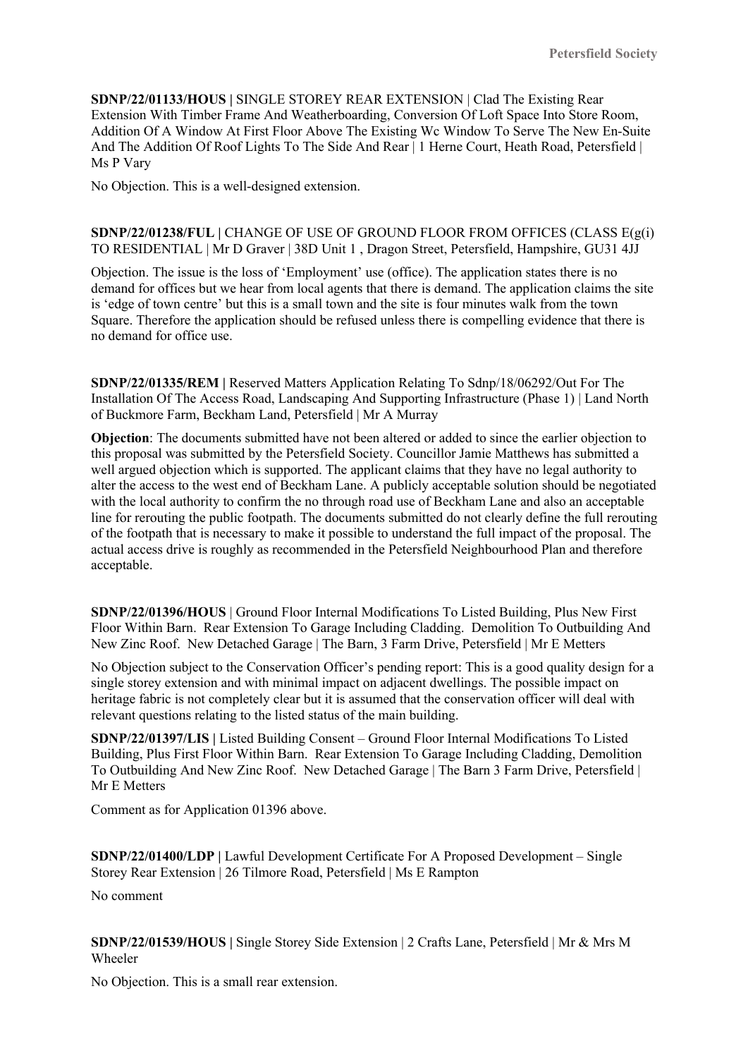**SDNP/22/01133/HOUS |** SINGLE STOREY REAR EXTENSION | Clad The Existing Rear Extension With Timber Frame And Weatherboarding, Conversion Of Loft Space Into Store Room, Addition Of A Window At First Floor Above The Existing Wc Window To Serve The New En-Suite And The Addition Of Roof Lights To The Side And Rear | 1 Herne Court, Heath Road, Petersfield | Ms P Vary

No Objection. This is a well-designed extension.

**SDNP/22/01238/FUL |** CHANGE OF USE OF GROUND FLOOR FROM OFFICES (CLASS E(g(i) TO RESIDENTIAL | Mr D Graver | 38D Unit 1 , Dragon Street, Petersfield, Hampshire, GU31 4JJ

Objection. The issue is the loss of 'Employment' use (office). The application states there is no demand for offices but we hear from local agents that there is demand. The application claims the site is 'edge of town centre' but this is a small town and the site is four minutes walk from the town Square. Therefore the application should be refused unless there is compelling evidence that there is no demand for office use.

**SDNP/22/01335/REM |** Reserved Matters Application Relating To Sdnp/18/06292/Out For The Installation Of The Access Road, Landscaping And Supporting Infrastructure (Phase 1) | Land North of Buckmore Farm, Beckham Land, Petersfield | Mr A Murray

**Objection**: The documents submitted have not been altered or added to since the earlier objection to this proposal was submitted by the Petersfield Society. Councillor Jamie Matthews has submitted a well argued objection which is supported. The applicant claims that they have no legal authority to alter the access to the west end of Beckham Lane. A publicly acceptable solution should be negotiated with the local authority to confirm the no through road use of Beckham Lane and also an acceptable line for rerouting the public footpath. The documents submitted do not clearly define the full rerouting of the footpath that is necessary to make it possible to understand the full impact of the proposal. The actual access drive is roughly as recommended in the Petersfield Neighbourhood Plan and therefore acceptable.

**SDNP/22/01396/HOUS** | Ground Floor Internal Modifications To Listed Building, Plus New First Floor Within Barn. Rear Extension To Garage Including Cladding. Demolition To Outbuilding And New Zinc Roof. New Detached Garage | The Barn, 3 Farm Drive, Petersfield | Mr E Metters

No Objection subject to the Conservation Officer's pending report: This is a good quality design for a single storey extension and with minimal impact on adjacent dwellings. The possible impact on heritage fabric is not completely clear but it is assumed that the conservation officer will deal with relevant questions relating to the listed status of the main building.

**SDNP/22/01397/LIS |** Listed Building Consent – Ground Floor Internal Modifications To Listed Building, Plus First Floor Within Barn. Rear Extension To Garage Including Cladding, Demolition To Outbuilding And New Zinc Roof. New Detached Garage | The Barn 3 Farm Drive, Petersfield | Mr E Metters

Comment as for Application 01396 above.

**SDNP/22/01400/LDP |** Lawful Development Certificate For A Proposed Development – Single Storey Rear Extension | 26 Tilmore Road, Petersfield | Ms E Rampton

No comment

**SDNP/22/01539/HOUS |** Single Storey Side Extension | 2 Crafts Lane, Petersfield | Mr & Mrs M Wheeler

No Objection. This is a small rear extension.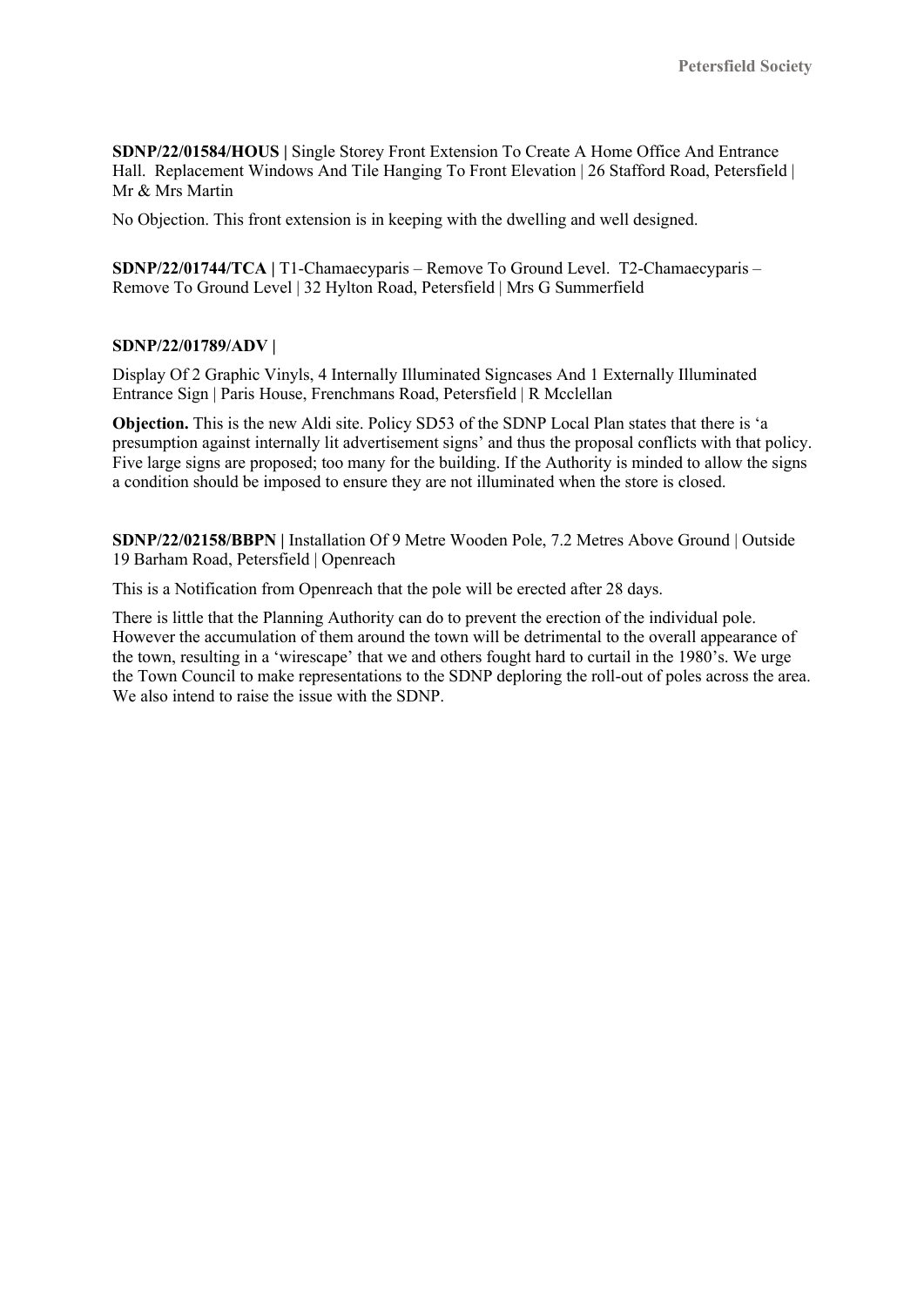**SDNP/22/01584/HOUS |** Single Storey Front Extension To Create A Home Office And Entrance Hall. Replacement Windows And Tile Hanging To Front Elevation | 26 Stafford Road, Petersfield | Mr & Mrs Martin

No Objection. This front extension is in keeping with the dwelling and well designed.

**SDNP/22/01744/TCA |** T1-Chamaecyparis – Remove To Ground Level. T2-Chamaecyparis – Remove To Ground Level | 32 Hylton Road, Petersfield | Mrs G Summerfield

**SDNP/22/01789/ADV |**

Display Of 2 Graphic Vinyls, 4 Internally Illuminated Signcases And 1 Externally Illuminated Entrance Sign | Paris House, Frenchmans Road, Petersfield | R Mcclellan

**Objection.** This is the new Aldi site. Policy SD53 of the SDNP Local Plan states that there is 'a presumption against internally lit advertisement signs' and thus the proposal conflicts with that policy. Five large signs are proposed; too many for the building. If the Authority is minded to allow the signs a condition should be imposed to ensure they are not illuminated when the store is closed.

**SDNP/22/02158/BBPN |** Installation Of 9 Metre Wooden Pole, 7.2 Metres Above Ground | Outside 19 Barham Road, Petersfield | Openreach

This is a Notification from Openreach that the pole will be erected after 28 days.

There is little that the Planning Authority can do to prevent the erection of the individual pole. However the accumulation of them around the town will be detrimental to the overall appearance of the town, resulting in a 'wirescape' that we and others fought hard to curtail in the 1980's. We urge the Town Council to make representations to the SDNP deploring the roll-out of poles across the area. We also intend to raise the issue with the SDNP.